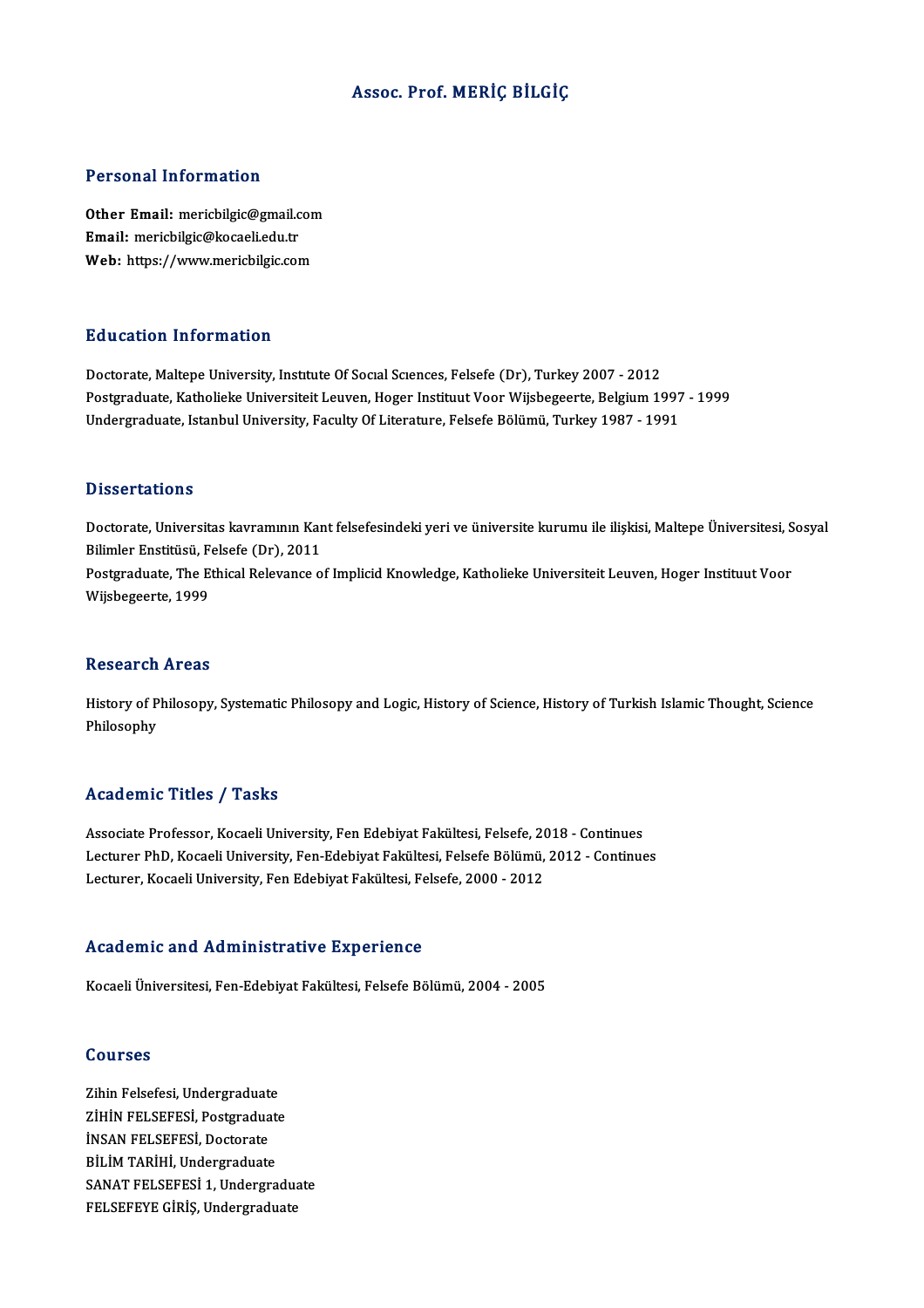# Assoc. Prof. MERİÇ BİLGİÇ

## Personal Information

**Other Email:** mericbilgic@gmail.com
**Email:** mericbilgic@kocaeli.edu.tr
**Web:** https://www.mericbilgic.com

## Education Information

Doctorate, Maltepe University, Instıtute Of Socıal Scıences, Felsefe (Dr), Turkey 2007 - 2012
Postgraduate, Katholieke Universiteit Leuven, Hoger Instituut Voor Wijsbegeerte, Belgium 1997 - 1999
Undergraduate, Istanbul University, Faculty Of Literature, Felsefe Bölümü, Turkey 1987 - 1991

## Dissertations

Doctorate, Universitas kavramının Kant felsefesindeki yeri ve üniversite kurumu ile ilişkisi, Maltepe Üniversitesi, Sosyal Bilimler Enstitüsü, Felsefe (Dr), 2011
Postgraduate, The Ethical Relevance of Implicid Knowledge, Katholieke Universiteit Leuven, Hoger Instituut Voor Wijsbegeerte, 1999

## Research Areas

History of Philosopy, Systematic Philosophy and Logic, History of Science, History of Turkish Islamic Thought, Science Philosophy

## Academic Titles / Tasks

Associate Professor, Kocaeli University, Fen Edebiyat Fakültesi, Felsefe, 2018 - Continues
Lecturer PhD, Kocaeli University, Fen-Edebiyat Fakültesi, Felsefe Bölümü, 2012 - Continues
Lecturer, Kocaeli University, Fen Edebiyat Fakültesi, Felsefe, 2000 - 2012

## Academic and Administrative Experience

Kocaeli Üniversitesi, Fen-Edebiyat Fakültesi, Felsefe Bölümü, 2004 - 2005

## Courses

Zihin Felsefesi, Undergraduate
ZİHİN FELSEFESİ, Postgraduate
İNSAN FELSEFESİ, Doctorate
BİLİM TARİHİ, Undergraduate
SANAT FELSEFESİ 1, Undergraduate
FELSEFEYE GİRİŞ, Undergraduate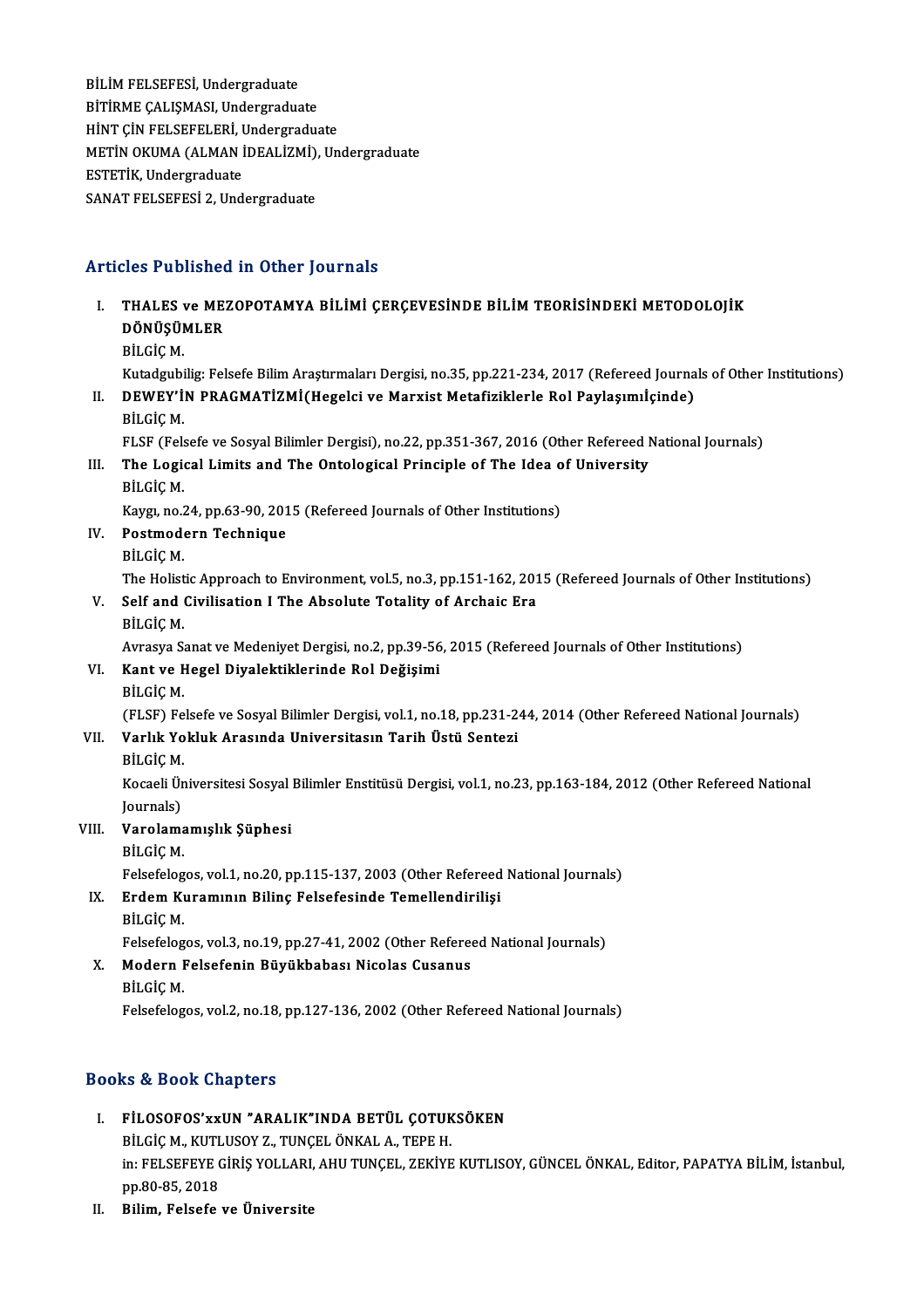BİLİM FELSEFESİ, Undergraduate
BİTİRME ÇALIŞMASI, Undergraduate
HİNT ÇİN FELSEFELERİ, Undergraduate
METİN OKUMA (ALMAN İDEALİZMİ), Undergraduate
ESTETİK, Undergraduate
SANAT FELSEFESİ 2, Undergraduate

## Articles Published in Other Journals

I. **THALES ve MEZOPOTAMYA BİLİMİ ÇERÇEVESİNDE BİLİM TEORİSİNDEKİ METODOLOJİK DÖNÜŞÜMLER**
BİLGİÇ M.
Kutadgubilig: Felsefe Bilim Araştırmaları Dergisi, no.35, pp.221-234, 2017 (Refereed Journals of Other Institutions)

II. **DEWEY'İN PRAGMATİZMİ(Hegelci ve Marxist Metafiziklerle Rol Paylaşımıİçinde)**
BİLGİÇ M.
FLSF (Felsefe ve Sosyal Bilimler Dergisi), no.22, pp.351-367, 2016 (Other Refereed National Journals)

III. **The Logical Limits and The Ontological Principle of The Idea of University**
BİLGİÇ M.
Kaygı, no.24, pp.63-90, 2015 (Refereed Journals of Other Institutions)

IV. **Postmodern Technique**
BİLGİÇ M.
The Holistic Approach to Environment, vol.5, no.3, pp.151-162, 2015 (Refereed Journals of Other Institutions)

V. **Self and Civilisation I The Absolute Totality of Archaic Era**
BİLGİÇ M.
Avrasya Sanat ve Medeniyet Dergisi, no.2, pp.39-56, 2015 (Refereed Journals of Other Institutions)

VI. **Kant ve Hegel Diyalektiklerinde Rol Değişimi**
BİLGİÇ M.
(FLSF) Felsefe ve Sosyal Bilimler Dergisi, vol.1, no.18, pp.231-244, 2014 (Other Refereed National Journals)

VII. **Varlık Yokluk Arasında Universitasın Tarih Üstü Sentezi**
BİLGİÇ M.
Kocaeli Üniversitesi Sosyal Bilimler Enstitüsü Dergisi, vol.1, no.23, pp.163-184, 2012 (Other Refereed National Journals)

VIII. **Varolamamışlık Şüphesi**
BİLGİÇ M.
Felsefelogos, vol.1, no.20, pp.115-137, 2003 (Other Refereed National Journals)

IX. **Erdem Kuramının Bilinç Felsefesinde Temellendirilişi**
BİLGİÇ M.
Felsefelogos, vol.3, no.19, pp.27-41, 2002 (Other Refereed National Journals)

X. **Modern Felsefenin Büyükbabası Nicolas Cusanus**
BİLGİÇ M.
Felsefelogos, vol.2, no.18, pp.127-136, 2002 (Other Refereed National Journals)

## Books & Book Chapters

I. **FİLOSOFOS'xxUN "ARALIK"INDA BETÜL ÇOTUKSÖKEN**
BİLGİÇ M., KUTLUSOY Z., TUNÇEL ÖNKAL A., TEPE H.
in: FELSEFEYE GİRİŞ YOLLARI, AHU TUNÇEL, ZEKİYE KUTLISOY, GÜNCEL ÖNKAL, Editor, PAPATYA BİLİM, İstanbul, pp.80-85, 2018

II. **Bilim, Felsefe ve Üniversite**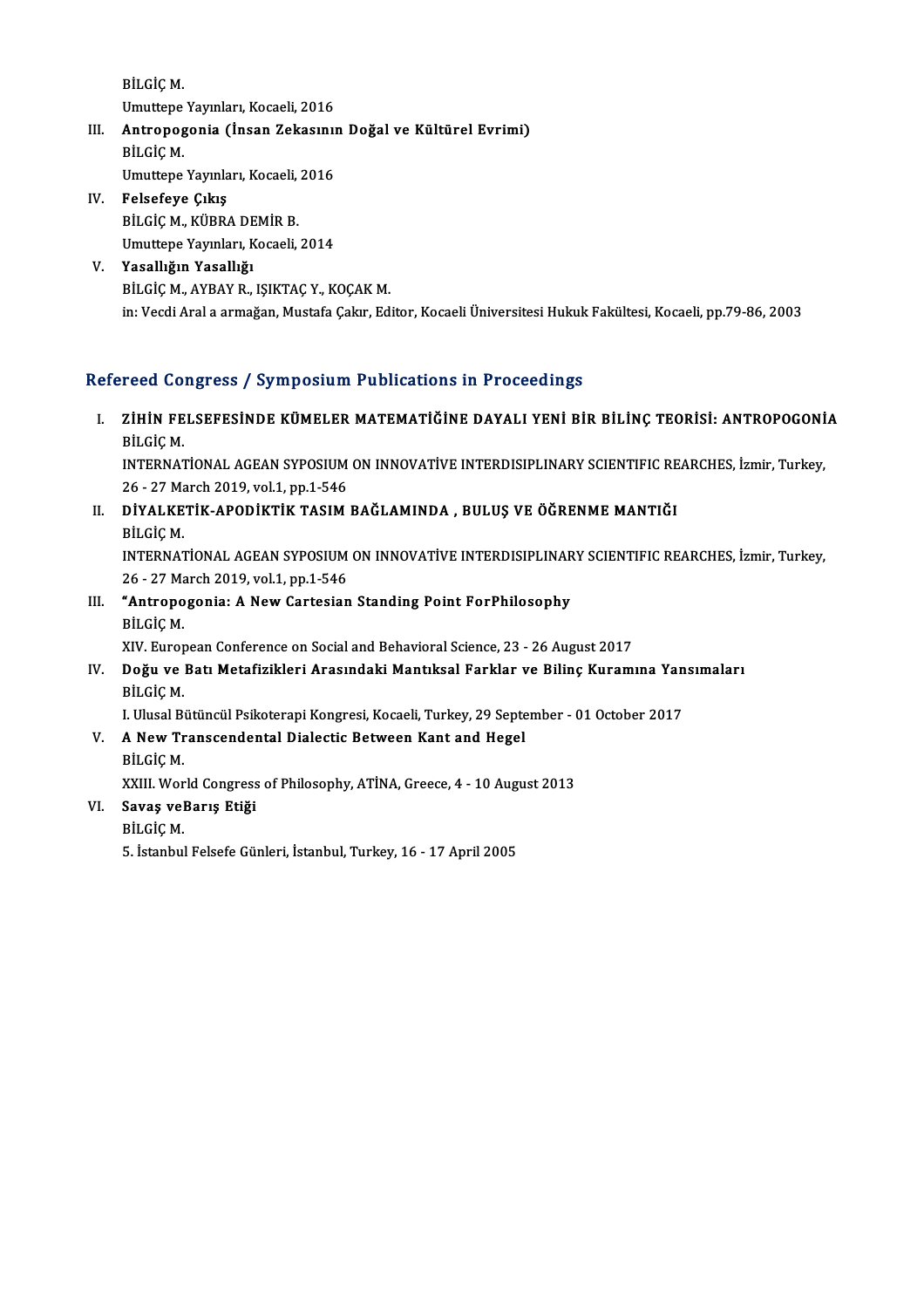BİLGİÇ M.
Umuttepe Yayınları, Kocaeli, 2016

III. **Antropogonia (İnsan Zekasının Doğal ve Kültürel Evrimi)**
BİLGİÇ M.
Umuttepe Yayınları, Kocaeli, 2016

IV. **Felsefeye Çıkış**
BİLGİÇ M., KÜBRA DEMİR B.
Umuttepe Yayınları, Kocaeli, 2014

V. **Yasallığın Yasallığı**
BİLGİÇ M., AYBAY R., IŞIKTAÇ Y., KOÇAK M.
in: Vecdi Aral a armağan, Mustafa Çakır, Editor, Kocaeli Üniversitesi Hukuk Fakültesi, Kocaeli, pp.79-86, 2003

## Refereed Congress / Symposium Publications in Proceedings

I. **ZİHİN FELSEFESİNDE KÜMELER MATEMATİĞİNE DAYALI YENİ BİR BİLİNÇ TEORİSİ: ANTROPOGONİA**
BİLGİÇ M.
INTERNATİONAL AGEAN SYPOSIUM ON INNOVATİVE INTERDISIPLINARY SCIENTIFIC REARCHES, İzmir, Turkey, 26 - 27 March 2019, vol.1, pp.1-546

II. **DİYALKETİK-APODİKTİK TASIM BAĞLAMINDA , BULUŞ VE ÖĞRENME MANTIĞI**
BİLGİÇ M.
INTERNATİONAL AGEAN SYPOSIUM ON INNOVATİVE INTERDISIPLINARY SCIENTIFIC REARCHES, İzmir, Turkey, 26 - 27 March 2019, vol.1, pp.1-546

III. **"Antropogonia: A New Cartesian Standing Point ForPhilosophy**
BİLGİÇ M.
XIV. European Conference on Social and Behavioral Science, 23 - 26 August 2017

IV. **Doğu ve Batı Metafizikleri Arasındaki Mantıksal Farklar ve Bilinç Kuramına Yansımaları**
BİLGİÇ M.
I. Ulusal Bütüncül Psikoterapi Kongresi, Kocaeli, Turkey, 29 September - 01 October 2017

V. **A New Transcendental Dialectic Between Kant and Hegel**
BİLGİÇ M.
XXIII. World Congress of Philosophy, ATİNA, Greece, 4 - 10 August 2013

VI. **Savaş veBarış Etiği**
BİLGİÇ M.
5. İstanbul Felsefe Günleri, İstanbul, Turkey, 16 - 17 April 2005